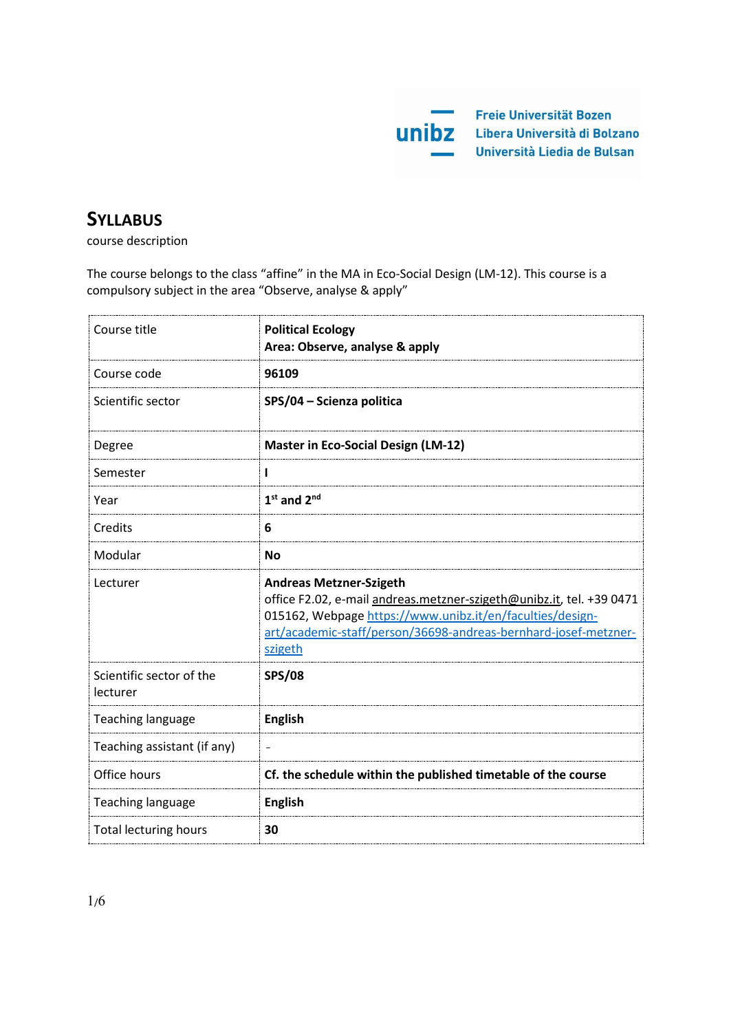Freie Universität Bozen
Libera Università di Bolzano
Università Liedia de Bulsan

# SYLLABUS

course description

The course belongs to the class "affine" in the MA in Eco-Social Design (LM-12). This course is a compulsory subject in the area "Observe, analyse & apply"

| Course title | **Political Ecology**<br>**Area: Observe, analyse & apply** |
|---|---|
| Course code | **96109** |
| Scientific sector | **SPS/04 – Scienza politica** |
| Degree | **Master in Eco-Social Design (LM-12)** |
| Semester | **I** |
| Year | **1st and 2nd** |
| Credits | **6** |
| Modular | **No** |
| Lecturer | **Andreas Metzner-Szigeth**<br>office F2.02, e-mail andreas.metzner-szigeth@unibz.it, tel. +39 0471 015162, Webpage https://www.unibz.it/en/faculties/design-art/academic-staff/person/36698-andreas-bernhard-josef-metzner-szigeth |
| Scientific sector of the lecturer | **SPS/08** |
| Teaching language | **English** |
| Teaching assistant (if any) | - |
| Office hours | **Cf. the schedule within the published timetable of the course** |
| Teaching language | **English** |
| Total lecturing hours | **30** |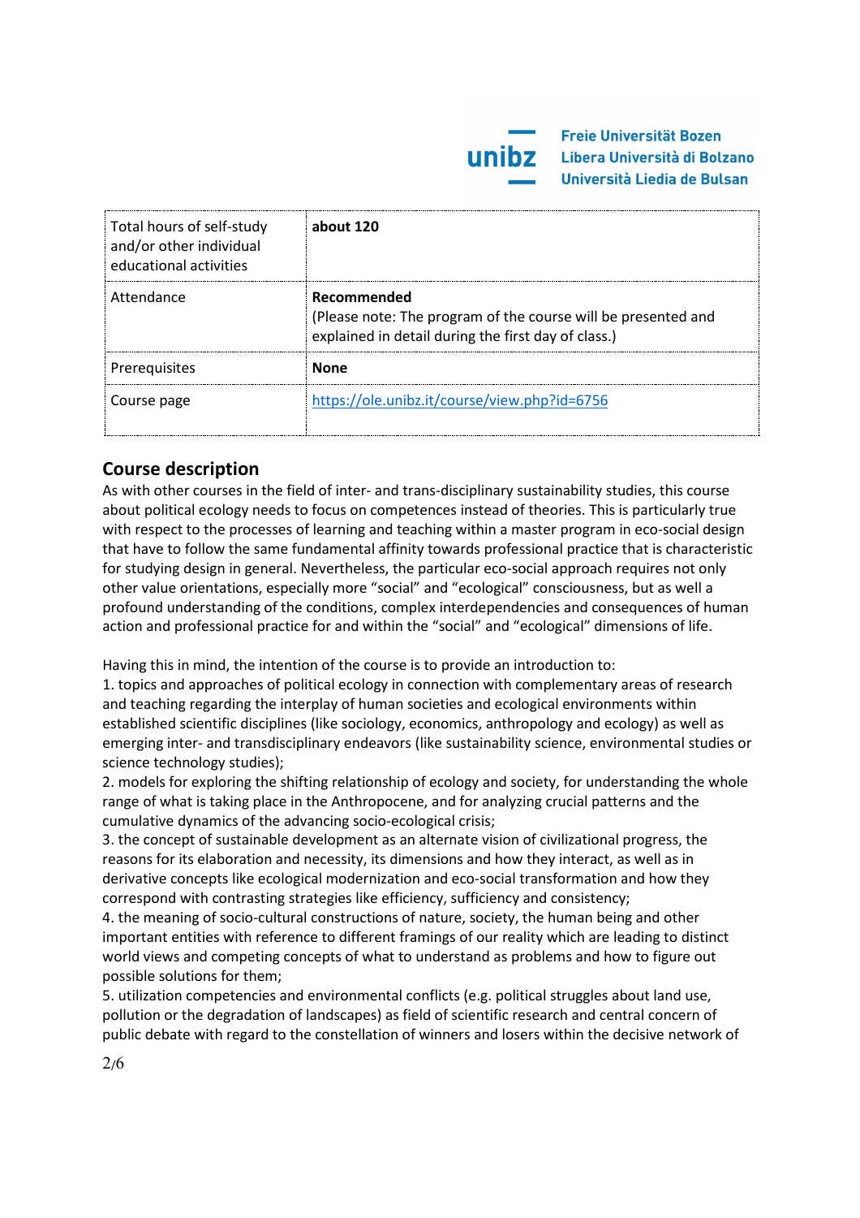| Total hours of self-study and/or other individual educational activities | **about 120** |
|---|---|
| Attendance | **Recommended**<br>(Please note: The program of the course will be presented and explained in detail during the first day of class.) |
| Prerequisites | **None** |
| Course page | https://ole.unibz.it/course/view.php?id=6756 |

## Course description

As with other courses in the field of inter- and trans-disciplinary sustainability studies, this course about political ecology needs to focus on competences instead of theories. This is particularly true with respect to the processes of learning and teaching within a master program in eco-social design that have to follow the same fundamental affinity towards professional practice that is characteristic for studying design in general. Nevertheless, the particular eco-social approach requires not only other value orientations, especially more "social" and "ecological" consciousness, but as well a profound understanding of the conditions, complex interdependencies and consequences of human action and professional practice for and within the "social" and "ecological" dimensions of life.

Having this in mind, the intention of the course is to provide an introduction to:

1. topics and approaches of political ecology in connection with complementary areas of research and teaching regarding the interplay of human societies and ecological environments within established scientific disciplines (like sociology, economics, anthropology and ecology) as well as emerging inter- and transdisciplinary endeavors (like sustainability science, environmental studies or science technology studies);
2. models for exploring the shifting relationship of ecology and society, for understanding the whole range of what is taking place in the Anthropocene, and for analyzing crucial patterns and the cumulative dynamics of the advancing socio-ecological crisis;
3. the concept of sustainable development as an alternate vision of civilizational progress, the reasons for its elaboration and necessity, its dimensions and how they interact, as well as in derivative concepts like ecological modernization and eco-social transformation and how they correspond with contrasting strategies like efficiency, sufficiency and consistency;
4. the meaning of socio-cultural constructions of nature, society, the human being and other important entities with reference to different framings of our reality which are leading to distinct world views and competing concepts of what to understand as problems and how to figure out possible solutions for them;
5. utilization competencies and environmental conflicts (e.g. political struggles about land use, pollution or the degradation of landscapes) as field of scientific research and central concern of public debate with regard to the constellation of winners and losers within the decisive network of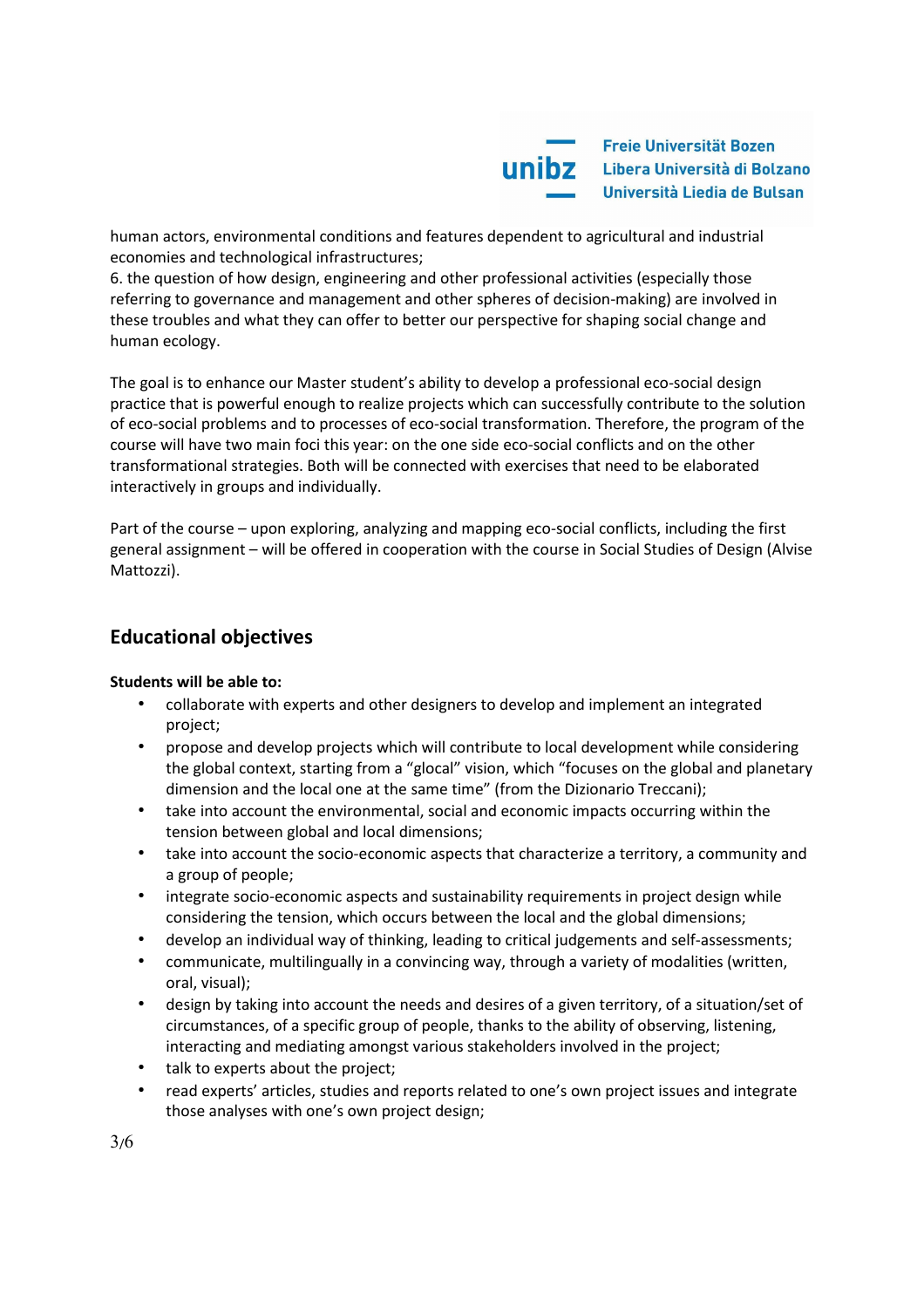human actors, environmental conditions and features dependent to agricultural and industrial economies and technological infrastructures;
6. the question of how design, engineering and other professional activities (especially those referring to governance and management and other spheres of decision-making) are involved in these troubles and what they can offer to better our perspective for shaping social change and human ecology.

The goal is to enhance our Master student's ability to develop a professional eco-social design practice that is powerful enough to realize projects which can successfully contribute to the solution of eco-social problems and to processes of eco-social transformation. Therefore, the program of the course will have two main foci this year: on the one side eco-social conflicts and on the other transformational strategies. Both will be connected with exercises that need to be elaborated interactively in groups and individually.

Part of the course – upon exploring, analyzing and mapping eco-social conflicts, including the first general assignment – will be offered in cooperation with the course in Social Studies of Design (Alvise Mattozzi).

## Educational objectives

**Students will be able to:**

- collaborate with experts and other designers to develop and implement an integrated project;
- propose and develop projects which will contribute to local development while considering the global context, starting from a "glocal" vision, which "focuses on the global and planetary dimension and the local one at the same time" (from the Dizionario Treccani);
- take into account the environmental, social and economic impacts occurring within the tension between global and local dimensions;
- take into account the socio-economic aspects that characterize a territory, a community and a group of people;
- integrate socio-economic aspects and sustainability requirements in project design while considering the tension, which occurs between the local and the global dimensions;
- develop an individual way of thinking, leading to critical judgements and self-assessments;
- communicate, multilingually in a convincing way, through a variety of modalities (written, oral, visual);
- design by taking into account the needs and desires of a given territory, of a situation/set of circumstances, of a specific group of people, thanks to the ability of observing, listening, interacting and mediating amongst various stakeholders involved in the project;
- talk to experts about the project;
- read experts' articles, studies and reports related to one's own project issues and integrate those analyses with one's own project design;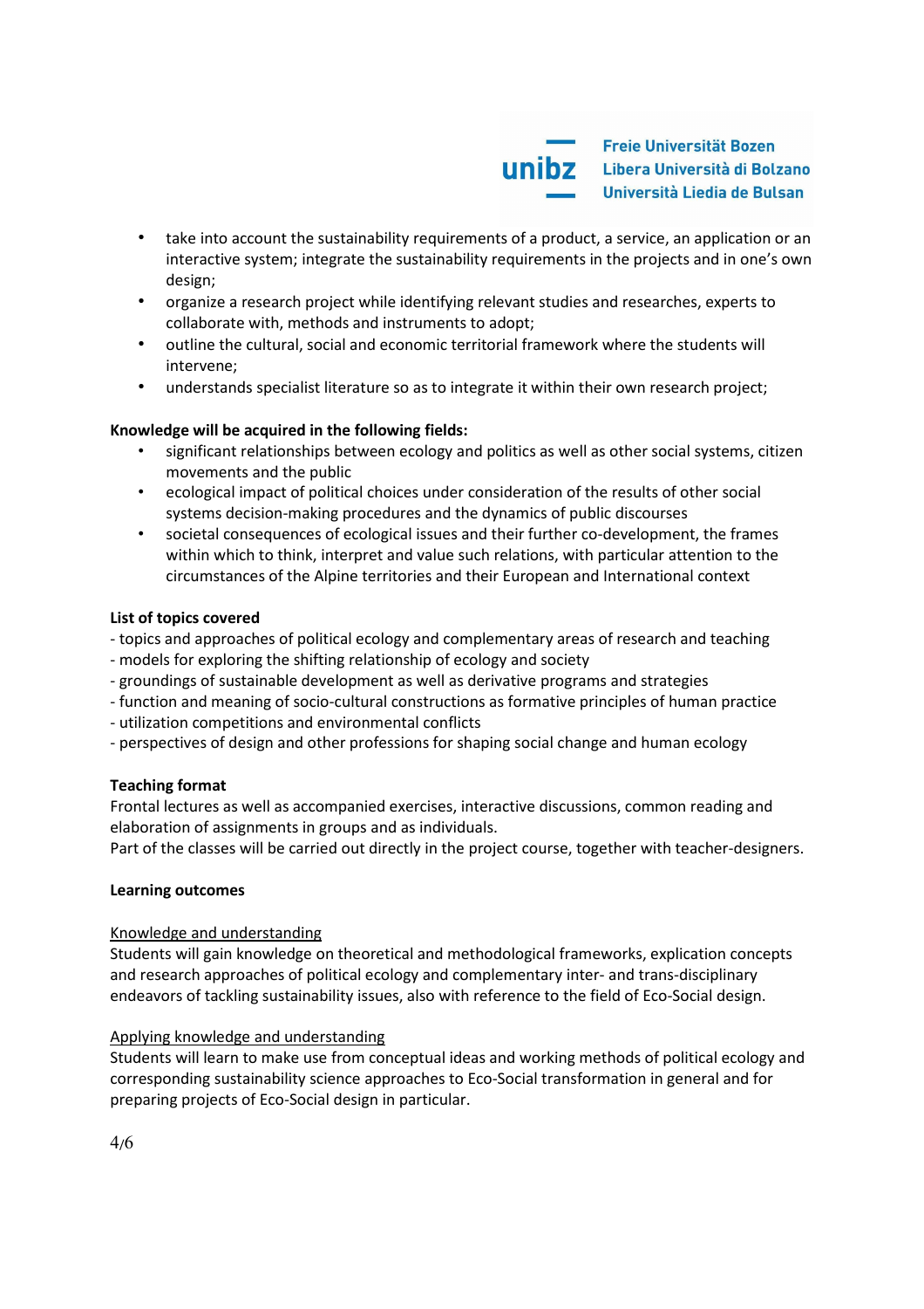- take into account the sustainability requirements of a product, a service, an application or an interactive system; integrate the sustainability requirements in the projects and in one's own design;
- organize a research project while identifying relevant studies and researches, experts to collaborate with, methods and instruments to adopt;
- outline the cultural, social and economic territorial framework where the students will intervene;
- understands specialist literature so as to integrate it within their own research project;

**Knowledge will be acquired in the following fields:**

- significant relationships between ecology and politics as well as other social systems, citizen movements and the public
- ecological impact of political choices under consideration of the results of other social systems decision-making procedures and the dynamics of public discourses
- societal consequences of ecological issues and their further co-development, the frames within which to think, interpret and value such relations, with particular attention to the circumstances of the Alpine territories and their European and International context

**List of topics covered**

- topics and approaches of political ecology and complementary areas of research and teaching
- models for exploring the shifting relationship of ecology and society
- groundings of sustainable development as well as derivative programs and strategies
- function and meaning of socio-cultural constructions as formative principles of human practice
- utilization competitions and environmental conflicts
- perspectives of design and other professions for shaping social change and human ecology

**Teaching format**

Frontal lectures as well as accompanied exercises, interactive discussions, common reading and elaboration of assignments in groups and as individuals.
Part of the classes will be carried out directly in the project course, together with teacher-designers.

**Learning outcomes**

<u>Knowledge and understanding</u>
Students will gain knowledge on theoretical and methodological frameworks, explication concepts and research approaches of political ecology and complementary inter- and trans-disciplinary endeavors of tackling sustainability issues, also with reference to the field of Eco-Social design.

<u>Applying knowledge and understanding</u>
Students will learn to make use from conceptual ideas and working methods of political ecology and corresponding sustainability science approaches to Eco-Social transformation in general and for preparing projects of Eco-Social design in particular.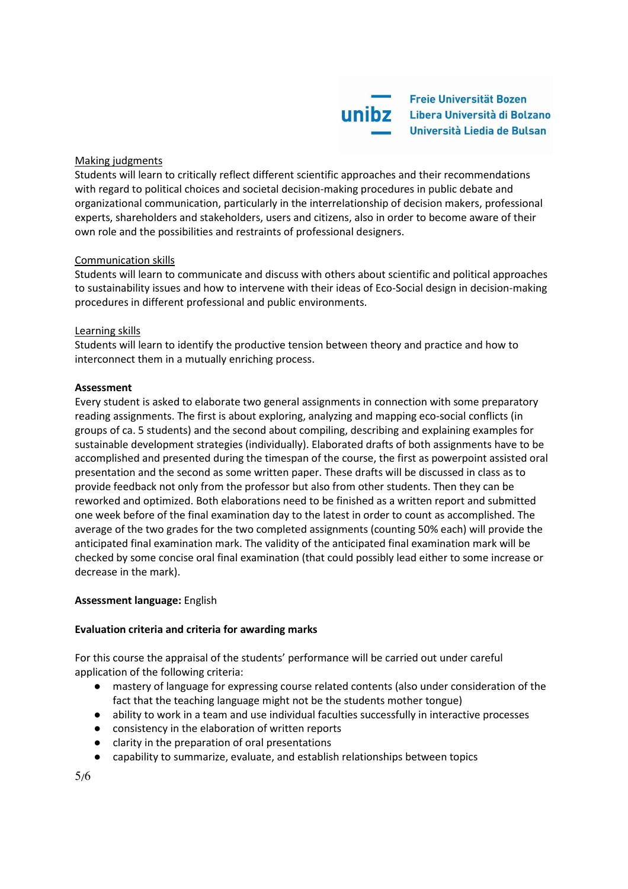Making judgments

Students will learn to critically reflect different scientific approaches and their recommendations with regard to political choices and societal decision-making procedures in public debate and organizational communication, particularly in the interrelationship of decision makers, professional experts, shareholders and stakeholders, users and citizens, also in order to become aware of their own role and the possibilities and restraints of professional designers.

Communication skills

Students will learn to communicate and discuss with others about scientific and political approaches to sustainability issues and how to intervene with their ideas of Eco-Social design in decision-making procedures in different professional and public environments.

Learning skills

Students will learn to identify the productive tension between theory and practice and how to interconnect them in a mutually enriching process.

**Assessment**

Every student is asked to elaborate two general assignments in connection with some preparatory reading assignments. The first is about exploring, analyzing and mapping eco-social conflicts (in groups of ca. 5 students) and the second about compiling, describing and explaining examples for sustainable development strategies (individually). Elaborated drafts of both assignments have to be accomplished and presented during the timespan of the course, the first as powerpoint assisted oral presentation and the second as some written paper. These drafts will be discussed in class as to provide feedback not only from the professor but also from other students. Then they can be reworked and optimized. Both elaborations need to be finished as a written report and submitted one week before of the final examination day to the latest in order to count as accomplished. The average of the two grades for the two completed assignments (counting 50% each) will provide the anticipated final examination mark. The validity of the anticipated final examination mark will be checked by some concise oral final examination (that could possibly lead either to some increase or decrease in the mark).

**Assessment language:** English

**Evaluation criteria and criteria for awarding marks**

For this course the appraisal of the students' performance will be carried out under careful application of the following criteria:

- mastery of language for expressing course related contents (also under consideration of the fact that the teaching language might not be the students mother tongue)
- ability to work in a team and use individual faculties successfully in interactive processes
- consistency in the elaboration of written reports
- clarity in the preparation of oral presentations
- capability to summarize, evaluate, and establish relationships between topics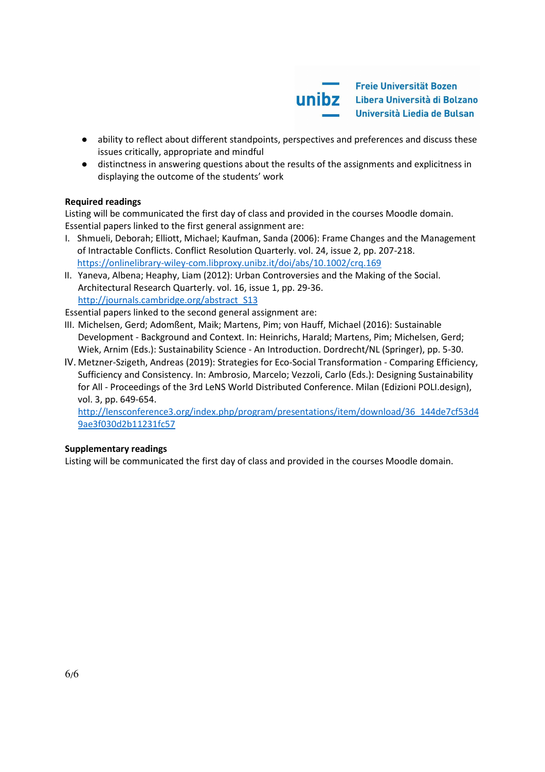- ability to reflect about different standpoints, perspectives and preferences and discuss these issues critically, appropriate and mindful
- distinctness in answering questions about the results of the assignments and explicitness in displaying the outcome of the students' work

**Required readings**

Listing will be communicated the first day of class and provided in the courses Moodle domain. Essential papers linked to the first general assignment are:

I. Shmueli, Deborah; Elliott, Michael; Kaufman, Sanda (2006): Frame Changes and the Management of Intractable Conflicts. Conflict Resolution Quarterly. vol. 24, issue 2, pp. 207-218. https://onlinelibrary-wiley-com.libproxy.unibz.it/doi/abs/10.1002/crq.169
II. Yaneva, Albena; Heaphy, Liam (2012): Urban Controversies and the Making of the Social. Architectural Research Quarterly. vol. 16, issue 1, pp. 29-36. http://journals.cambridge.org/abstract_S13

Essential papers linked to the second general assignment are:

III. Michelsen, Gerd; Adomßent, Maik; Martens, Pim; von Hauff, Michael (2016): Sustainable Development - Background and Context. In: Heinrichs, Harald; Martens, Pim; Michelsen, Gerd; Wiek, Arnim (Eds.): Sustainability Science - An Introduction. Dordrecht/NL (Springer), pp. 5-30.
IV. Metzner-Szigeth, Andreas (2019): Strategies for Eco-Social Transformation - Comparing Efficiency, Sufficiency and Consistency. In: Ambrosio, Marcelo; Vezzoli, Carlo (Eds.): Designing Sustainability for All - Proceedings of the 3rd LeNS World Distributed Conference. Milan (Edizioni POLI.design), vol. 3, pp. 649-654. http://lensconference3.org/index.php/program/presentations/item/download/36_144de7cf53d49ae3f030d2b11231fc57

**Supplementary readings**

Listing will be communicated the first day of class and provided in the courses Moodle domain.